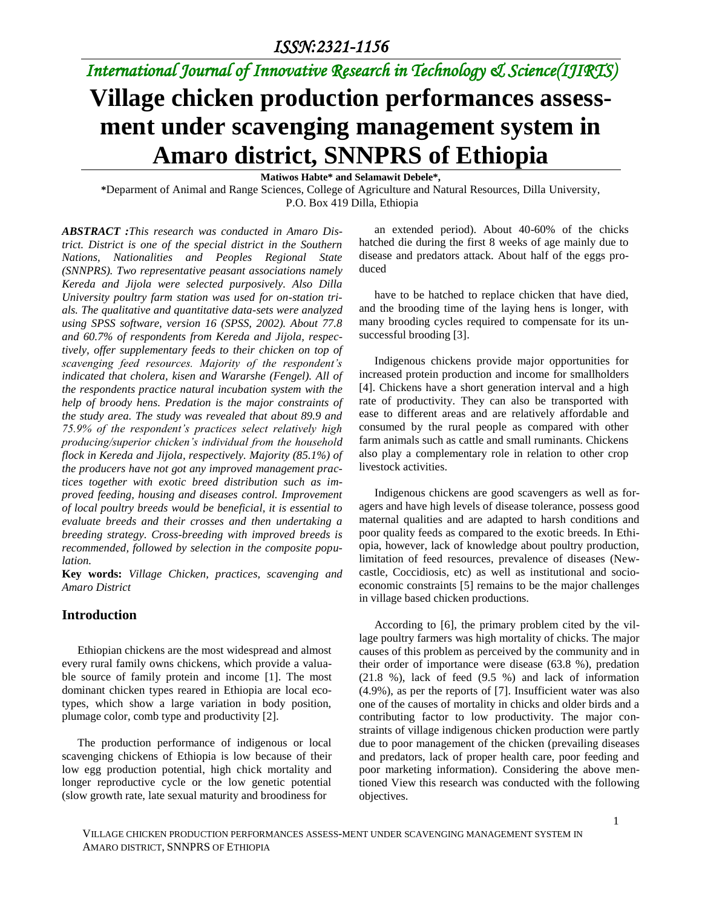# Village chicken production performances assessment under scavenging management system in Amaro district, SNNPRS of Ethiopia

**Matiwos Habte* and Selamawit Debele*,**

*Deparment of Animal and Range Sciences, College of Agriculture and Natural Resources, Dilla University, P.O. Box 419 Dilla, Ethiopia

***ABSTRACT :*** *This research was conducted in Amaro District. District is one of the special district in the Southern Nations, Nationalities and Peoples Regional State (SNNPRS). Two representative peasant associations namely Kereda and Jijola were selected purposively. Also Dilla University poultry farm station was used for on-station trials. The qualitative and quantitative data-sets were analyzed using SPSS software, version 16 (SPSS, 2002). About 77.8 and 60.7% of respondents from Kereda and Jijola, respectively, offer supplementary feeds to their chicken on top of scavenging feed resources. Majority of the respondent's indicated that cholera, kisen and Wararshe (Fengel). All of the respondents practice natural incubation system with the help of broody hens. Predation is the major constraints of the study area. The study was revealed that about 89.9 and 75.9% of the respondent's practices select relatively high producing/superior chicken's individual from the household flock in Kereda and Jijola, respectively. Majority (85.1%) of the producers have not got any improved management practices together with exotic breed distribution such as improved feeding, housing and diseases control. Improvement of local poultry breeds would be beneficial, it is essential to evaluate breeds and their crosses and then undertaking a breeding strategy. Cross-breeding with improved breeds is recommended, followed by selection in the composite population.*

**Key words:** *Village Chicken, practices, scavenging and Amaro District*

## Introduction

Ethiopian chickens are the most widespread and almost every rural family owns chickens, which provide a valuable source of family protein and income [1]. The most dominant chicken types reared in Ethiopia are local ecotypes, which show a large variation in body position, plumage color, comb type and productivity [2].

The production performance of indigenous or local scavenging chickens of Ethiopia is low because of their low egg production potential, high chick mortality and longer reproductive cycle or the low genetic potential (slow growth rate, late sexual maturity and broodiness for an extended period). About 40-60% of the chicks hatched die during the first 8 weeks of age mainly due to disease and predators attack. About half of the eggs produced

have to be hatched to replace chicken that have died, and the brooding time of the laying hens is longer, with many brooding cycles required to compensate for its unsuccessful brooding [3].

Indigenous chickens provide major opportunities for increased protein production and income for smallholders [4]. Chickens have a short generation interval and a high rate of productivity. They can also be transported with ease to different areas and are relatively affordable and consumed by the rural people as compared with other farm animals such as cattle and small ruminants. Chickens also play a complementary role in relation to other crop livestock activities.

Indigenous chickens are good scavengers as well as foragers and have high levels of disease tolerance, possess good maternal qualities and are adapted to harsh conditions and poor quality feeds as compared to the exotic breeds. In Ethiopia, however, lack of knowledge about poultry production, limitation of feed resources, prevalence of diseases (Newcastle, Coccidiosis, etc) as well as institutional and socio-economic constraints [5] remains to be the major challenges in village based chicken productions.

According to [6], the primary problem cited by the village poultry farmers was high mortality of chicks. The major causes of this problem as perceived by the community and in their order of importance were disease (63.8 %), predation (21.8 %), lack of feed (9.5 %) and lack of information (4.9%), as per the reports of [7]. Insufficient water was also one of the causes of mortality in chicks and older birds and a contributing factor to low productivity. The major constraints of village indigenous chicken production were partly due to poor management of the chicken (prevailing diseases and predators, lack of proper health care, poor feeding and poor marketing information). Considering the above mentioned View this research was conducted with the following objectives.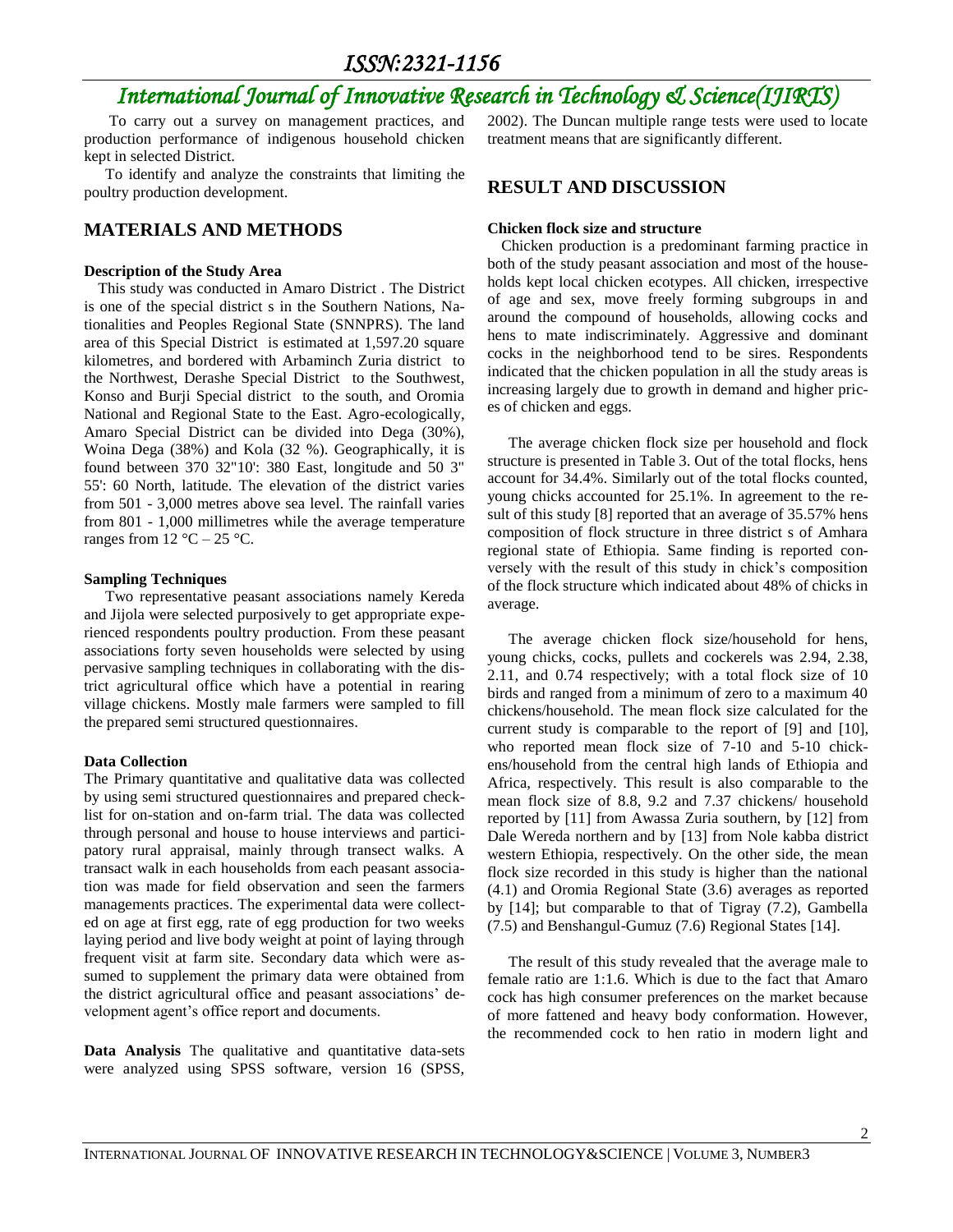To carry out a survey on management practices, and production performance of indigenous household chicken kept in selected District.

To identify and analyze the constraints that limiting the poultry production development.

## MATERIALS AND METHODS

### Description of the Study Area

This study was conducted in Amaro District . The District is one of the special district s in the Southern Nations, Nationalities and Peoples Regional State (SNNPRS). The land area of this Special District is estimated at 1,597.20 square kilometres, and bordered with Arbaminch Zuria district to the Northwest, Derashe Special District to the Southwest, Konso and Burji Special district to the south, and Oromia National and Regional State to the East. Agro-ecologically, Amaro Special District can be divided into Dega (30%), Woina Dega (38%) and Kola (32 %). Geographically, it is found between 370 32"10': 380 East, longitude and 50 3" 55': 60 North, latitude. The elevation of the district varies from 501 - 3,000 metres above sea level. The rainfall varies from 801 - 1,000 millimetres while the average temperature ranges from 12 °C – 25 °C.

### Sampling Techniques

Two representative peasant associations namely Kereda and Jijola were selected purposively to get appropriate experienced respondents poultry production. From these peasant associations forty seven households were selected by using pervasive sampling techniques in collaborating with the district agricultural office which have a potential in rearing village chickens. Mostly male farmers were sampled to fill the prepared semi structured questionnaires.

### Data Collection

The Primary quantitative and qualitative data was collected by using semi structured questionnaires and prepared checklist for on-station and on-farm trial. The data was collected through personal and house to house interviews and participatory rural appraisal, mainly through transect walks. A transact walk in each households from each peasant association was made for field observation and seen the farmers managements practices. The experimental data were collected on age at first egg, rate of egg production for two weeks laying period and live body weight at point of laying through frequent visit at farm site. Secondary data which were assumed to supplement the primary data were obtained from the district agricultural office and peasant associations' development agent's office report and documents.

**Data Analysis** The qualitative and quantitative data-sets were analyzed using SPSS software, version 16 (SPSS, 2002). The Duncan multiple range tests were used to locate treatment means that are significantly different.

## RESULT AND DISCUSSION

### Chicken flock size and structure

Chicken production is a predominant farming practice in both of the study peasant association and most of the households kept local chicken ecotypes. All chicken, irrespective of age and sex, move freely forming subgroups in and around the compound of households, allowing cocks and hens to mate indiscriminately. Aggressive and dominant cocks in the neighborhood tend to be sires. Respondents indicated that the chicken population in all the study areas is increasing largely due to growth in demand and higher prices of chicken and eggs.

The average chicken flock size per household and flock structure is presented in Table 3. Out of the total flocks, hens account for 34.4%. Similarly out of the total flocks counted, young chicks accounted for 25.1%. In agreement to the result of this study [8] reported that an average of 35.57% hens composition of flock structure in three district s of Amhara regional state of Ethiopia. Same finding is reported conversely with the result of this study in chick's composition of the flock structure which indicated about 48% of chicks in average.

The average chicken flock size/household for hens, young chicks, cocks, pullets and cockerels was 2.94, 2.38, 2.11, and 0.74 respectively; with a total flock size of 10 birds and ranged from a minimum of zero to a maximum 40 chickens/household. The mean flock size calculated for the current study is comparable to the report of [9] and [10], who reported mean flock size of 7-10 and 5-10 chickens/household from the central high lands of Ethiopia and Africa, respectively. This result is also comparable to the mean flock size of 8.8, 9.2 and 7.37 chickens/ household reported by [11] from Awassa Zuria southern, by [12] from Dale Wereda northern and by [13] from Nole kabba district western Ethiopia, respectively. On the other side, the mean flock size recorded in this study is higher than the national (4.1) and Oromia Regional State (3.6) averages as reported by [14]; but comparable to that of Tigray (7.2), Gambella (7.5) and Benshangul-Gumuz (7.6) Regional States [14].

The result of this study revealed that the average male to female ratio are 1:1.6. Which is due to the fact that Amaro cock has high consumer preferences on the market because of more fattened and heavy body conformation. However, the recommended cock to hen ratio in modern light and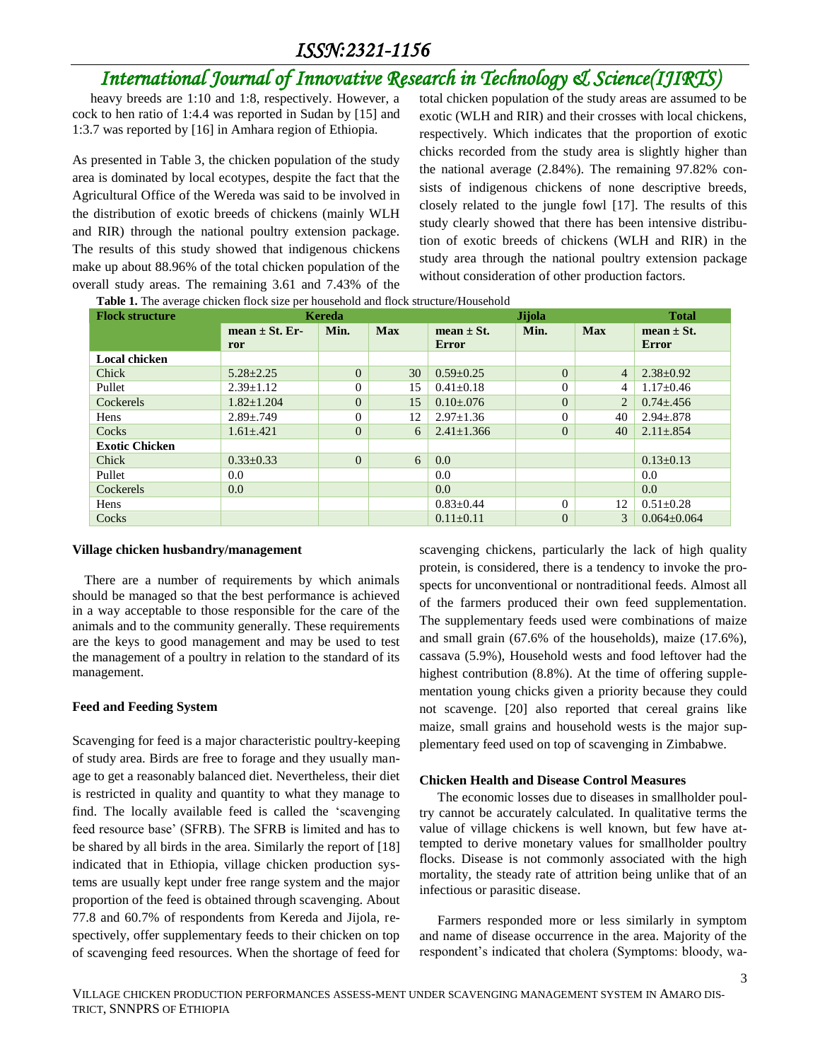heavy breeds are 1:10 and 1:8, respectively. However, a cock to hen ratio of 1:4.4 was reported in Sudan by [15] and 1:3.7 was reported by [16] in Amhara region of Ethiopia.

As presented in Table 3, the chicken population of the study area is dominated by local ecotypes, despite the fact that the Agricultural Office of the Wereda was said to be involved in the distribution of exotic breeds of chickens (mainly WLH and RIR) through the national poultry extension package. The results of this study showed that indigenous chickens make up about 88.96% of the total chicken population of the overall study areas. The remaining 3.61 and 7.43% of the total chicken population of the study areas are assumed to be exotic (WLH and RIR) and their crosses with local chickens, respectively. Which indicates that the proportion of exotic chicks recorded from the study area is slightly higher than the national average (2.84%). The remaining 97.82% consists of indigenous chickens of none descriptive breeds, closely related to the jungle fowl [17]. The results of this study clearly showed that there has been intensive distribution of exotic breeds of chickens (WLH and RIR) in the study area through the national poultry extension package without consideration of other production factors.

**Table 1.** The average chicken flock size per household and flock structure/Household

| Flock structure | Kereda | | | Jijola | | | Total |
|---|---|---|---|---|---|---|---|
| | mean ± St. Error | Min. | Max | mean ± St. Error | Min. | Max | mean ± St. Error |
| **Local chicken** | | | | | | | |
| Chick | 5.28±2.25 | 0 | 30 | 0.59±0.25 | 0 | 4 | 2.38±0.92 |
| Pullet | 2.39±1.12 | 0 | 15 | 0.41±0.18 | 0 | 4 | 1.17±0.46 |
| Cockerels | 1.82±1.204 | 0 | 15 | 0.10±.076 | 0 | 2 | 0.74±.456 |
| Hens | 2.89±.749 | 0 | 12 | 2.97±1.36 | 0 | 40 | 2.94±.878 |
| Cocks | 1.61±.421 | 0 | 6 | 2.41±1.366 | 0 | 40 | 2.11±.854 |
| **Exotic Chicken** | | | | | | | |
| Chick | 0.33±0.33 | 0 | 6 | 0.0 | | | 0.13±0.13 |
| Pullet | 0.0 | | | 0.0 | | | 0.0 |
| Cockerels | 0.0 | | | 0.0 | | | 0.0 |
| Hens | | | | 0.83±0.44 | 0 | 12 | 0.51±0.28 |
| Cocks | | | | 0.11±0.11 | 0 | 3 | 0.064±0.064 |

**Village chicken husbandry/management**

There are a number of requirements by which animals should be managed so that the best performance is achieved in a way acceptable to those responsible for the care of the animals and to the community generally. These requirements are the keys to good management and may be used to test the management of a poultry in relation to the standard of its management.

**Feed and Feeding System**

Scavenging for feed is a major characteristic poultry-keeping of study area. Birds are free to forage and they usually manage to get a reasonably balanced diet. Nevertheless, their diet is restricted in quality and quantity to what they manage to find. The locally available feed is called the 'scavenging feed resource base' (SFRB). The SFRB is limited and has to be shared by all birds in the area. Similarly the report of [18] indicated that in Ethiopia, village chicken production systems are usually kept under free range system and the major proportion of the feed is obtained through scavenging. About 77.8 and 60.7% of respondents from Kereda and Jijola, respectively, offer supplementary feeds to their chicken on top of scavenging feed resources. When the shortage of feed for scavenging chickens, particularly the lack of high quality protein, is considered, there is a tendency to invoke the prospects for unconventional or nontraditional feeds. Almost all of the farmers produced their own feed supplementation. The supplementary feeds used were combinations of maize and small grain (67.6% of the households), maize (17.6%), cassava (5.9%), Household wests and food leftover had the highest contribution (8.8%). At the time of offering supplementation young chicks given a priority because they could not scavenge. [20] also reported that cereal grains like maize, small grains and household wests is the major supplementary feed used on top of scavenging in Zimbabwe.

**Chicken Health and Disease Control Measures**

The economic losses due to diseases in smallholder poultry cannot be accurately calculated. In qualitative terms the value of village chickens is well known, but few have attempted to derive monetary values for smallholder poultry flocks. Disease is not commonly associated with the high mortality, the steady rate of attrition being unlike that of an infectious or parasitic disease.

Farmers responded more or less similarly in symptom and name of disease occurrence in the area. Majority of the respondent's indicated that cholera (Symptoms: bloody, wa-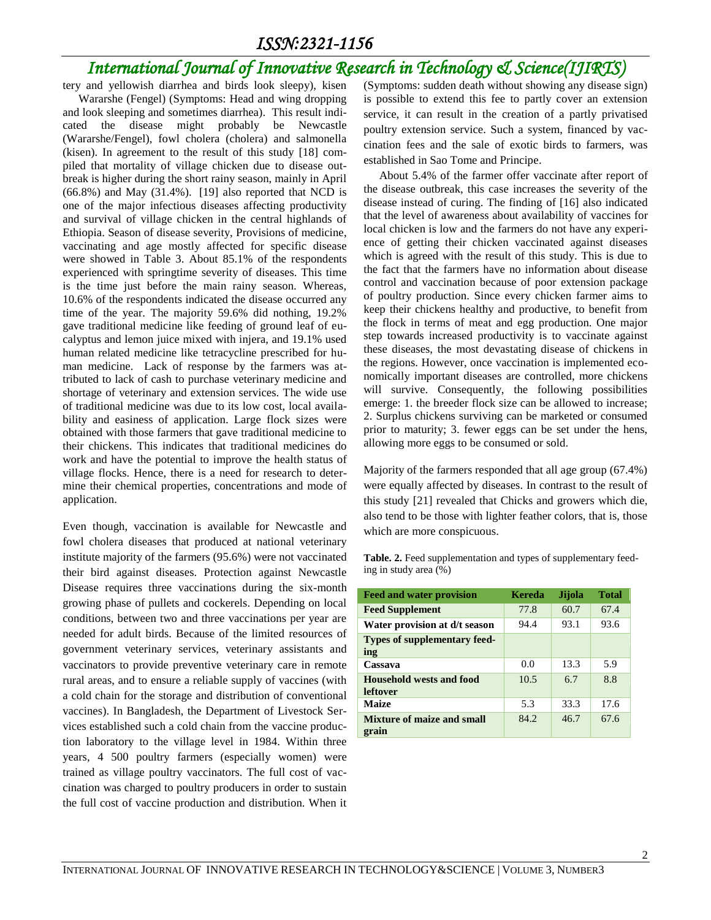tery and yellowish diarrhea and birds look sleepy), kisen Wararshe (Fengel) (Symptoms: Head and wing dropping and look sleeping and sometimes diarrhea). This result indicated the disease might probably be Newcastle (Wararshe/Fengel), fowl cholera (cholera) and salmonella (kisen). In agreement to the result of this study [18] compiled that mortality of village chicken due to disease outbreak is higher during the short rainy season, mainly in April (66.8%) and May (31.4%). [19] also reported that NCD is one of the major infectious diseases affecting productivity and survival of village chicken in the central highlands of Ethiopia. Season of disease severity, Provisions of medicine, vaccinating and age mostly affected for specific disease were showed in Table 3. About 85.1% of the respondents experienced with springtime severity of diseases. This time is the time just before the main rainy season. Whereas, 10.6% of the respondents indicated the disease occurred any time of the year. The majority 59.6% did nothing, 19.2% gave traditional medicine like feeding of ground leaf of eucalyptus and lemon juice mixed with injera, and 19.1% used human related medicine like tetracycline prescribed for human medicine. Lack of response by the farmers was attributed to lack of cash to purchase veterinary medicine and shortage of veterinary and extension services. The wide use of traditional medicine was due to its low cost, local availability and easiness of application. Large flock sizes were obtained with those farmers that gave traditional medicine to their chickens. This indicates that traditional medicines do work and have the potential to improve the health status of village flocks. Hence, there is a need for research to determine their chemical properties, concentrations and mode of application.

Even though, vaccination is available for Newcastle and fowl cholera diseases that produced at national veterinary institute majority of the farmers (95.6%) were not vaccinated their bird against diseases. Protection against Newcastle Disease requires three vaccinations during the six-month growing phase of pullets and cockerels. Depending on local conditions, between two and three vaccinations per year are needed for adult birds. Because of the limited resources of government veterinary services, veterinary assistants and vaccinators to provide preventive veterinary care in remote rural areas, and to ensure a reliable supply of vaccines (with a cold chain for the storage and distribution of conventional vaccines). In Bangladesh, the Department of Livestock Services established such a cold chain from the vaccine production laboratory to the village level in 1984. Within three years, 4 500 poultry farmers (especially women) were trained as village poultry vaccinators. The full cost of vaccination was charged to poultry producers in order to sustain the full cost of vaccine production and distribution. When it (Symptoms: sudden death without showing any disease sign) is possible to extend this fee to partly cover an extension service, it can result in the creation of a partly privatised poultry extension service. Such a system, financed by vaccination fees and the sale of exotic birds to farmers, was established in Sao Tome and Principe.

About 5.4% of the farmer offer vaccinate after report of the disease outbreak, this case increases the severity of the disease instead of curing. The finding of [16] also indicated that the level of awareness about availability of vaccines for local chicken is low and the farmers do not have any experience of getting their chicken vaccinated against diseases which is agreed with the result of this study. This is due to the fact that the farmers have no information about disease control and vaccination because of poor extension package of poultry production. Since every chicken farmer aims to keep their chickens healthy and productive, to benefit from the flock in terms of meat and egg production. One major step towards increased productivity is to vaccinate against these diseases, the most devastating disease of chickens in the regions. However, once vaccination is implemented economically important diseases are controlled, more chickens will survive. Consequently, the following possibilities emerge: 1. the breeder flock size can be allowed to increase; 2. Surplus chickens surviving can be marketed or consumed prior to maturity; 3. fewer eggs can be set under the hens, allowing more eggs to be consumed or sold.

Majority of the farmers responded that all age group (67.4%) were equally affected by diseases. In contrast to the result of this study [21] revealed that Chicks and growers which die, also tend to be those with lighter feather colors, that is, those which are more conspicuous.

**Table. 2.** Feed supplementation and types of supplementary feeding in study area (%)

| Feed and water provision | Kereda | Jijola | Total |
|---|---|---|---|
| **Feed Supplement** | 77.8 | 60.7 | 67.4 |
| **Water provision at d/t season** | 94.4 | 93.1 | 93.6 |
| **Types of supplementary feeding** | | | |
| **Cassava** | 0.0 | 13.3 | 5.9 |
| **Household wests and food leftover** | 10.5 | 6.7 | 8.8 |
| **Maize** | 5.3 | 33.3 | 17.6 |
| **Mixture of maize and small grain** | 84.2 | 46.7 | 67.6 |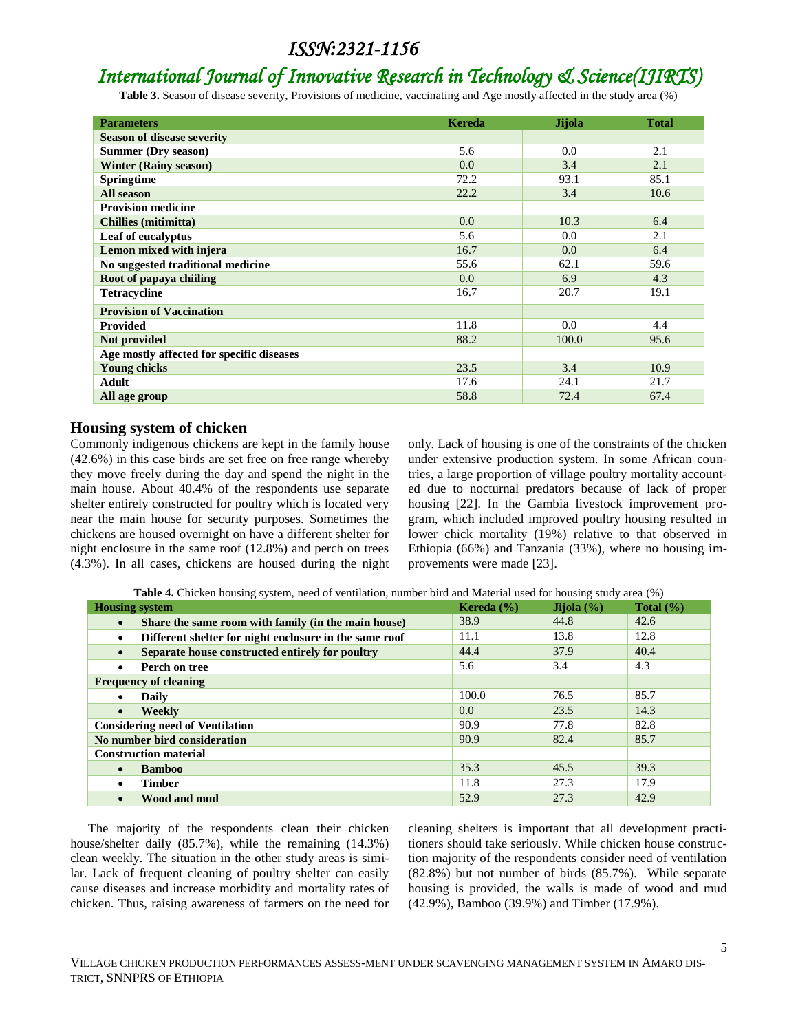**Table 3.** Season of disease severity, Provisions of medicine, vaccinating and Age mostly affected in the study area (%)

| Parameters | Kereda | Jijola | Total |
|---|---|---|---|
| **Season of disease severity** | | | |
| **Summer (Dry season)** | 5.6 | 0.0 | 2.1 |
| **Winter (Rainy season)** | 0.0 | 3.4 | 2.1 |
| **Springtime** | 72.2 | 93.1 | 85.1 |
| **All season** | 22.2 | 3.4 | 10.6 |
| **Provision medicine** | | | |
| **Chillies (mitimitta)** | 0.0 | 10.3 | 6.4 |
| **Leaf of eucalyptus** | 5.6 | 0.0 | 2.1 |
| **Lemon mixed with injera** | 16.7 | 0.0 | 6.4 |
| **No suggested traditional medicine** | 55.6 | 62.1 | 59.6 |
| **Root of papaya chiiling** | 0.0 | 6.9 | 4.3 |
| **Tetracycline** | 16.7 | 20.7 | 19.1 |
| **Provision of Vaccination** | | | |
| **Provided** | 11.8 | 0.0 | 4.4 |
| **Not provided** | 88.2 | 100.0 | 95.6 |
| **Age mostly affected for specific diseases** | | | |
| **Young chicks** | 23.5 | 3.4 | 10.9 |
| **Adult** | 17.6 | 24.1 | 21.7 |
| **All age group** | 58.8 | 72.4 | 67.4 |

## Housing system of chicken

Commonly indigenous chickens are kept in the family house (42.6%) in this case birds are set free on free range whereby they move freely during the day and spend the night in the main house. About 40.4% of the respondents use separate shelter entirely constructed for poultry which is located very near the main house for security purposes. Sometimes the chickens are housed overnight on have a different shelter for night enclosure in the same roof (12.8%) and perch on trees (4.3%). In all cases, chickens are housed during the night only. Lack of housing is one of the constraints of the chicken under extensive production system. In some African countries, a large proportion of village poultry mortality accounted due to nocturnal predators because of lack of proper housing [22]. In the Gambia livestock improvement program, which included improved poultry housing resulted in lower chick mortality (19%) relative to that observed in Ethiopia (66%) and Tanzania (33%), where no housing improvements were made [23].

**Table 4.** Chicken housing system, need of ventilation, number bird and Material used for housing study area (%)

| Housing system | Kereda (%) | Jijola (%) | Total (%) |
|---|---|---|---|
| • **Share the same room with family (in the main house)** | 38.9 | 44.8 | 42.6 |
| • **Different shelter for night enclosure in the same roof** | 11.1 | 13.8 | 12.8 |
| • **Separate house constructed entirely for poultry** | 44.4 | 37.9 | 40.4 |
| • **Perch on tree** | 5.6 | 3.4 | 4.3 |
| **Frequency of cleaning** | | | |
| • **Daily** | 100.0 | 76.5 | 85.7 |
| • **Weekly** | 0.0 | 23.5 | 14.3 |
| **Considering need of Ventilation** | 90.9 | 77.8 | 82.8 |
| **No number bird consideration** | 90.9 | 82.4 | 85.7 |
| **Construction material** | | | |
| • **Bamboo** | 35.3 | 45.5 | 39.3 |
| • **Timber** | 11.8 | 27.3 | 17.9 |
| • **Wood and mud** | 52.9 | 27.3 | 42.9 |

The majority of the respondents clean their chicken house/shelter daily (85.7%), while the remaining (14.3%) clean weekly. The situation in the other study areas is similar. Lack of frequent cleaning of poultry shelter can easily cause diseases and increase morbidity and mortality rates of chicken. Thus, raising awareness of farmers on the need for cleaning shelters is important that all development practitioners should take seriously. While chicken house construction majority of the respondents consider need of ventilation (82.8%) but not number of birds (85.7%). While separate housing is provided, the walls is made of wood and mud (42.9%), Bamboo (39.9%) and Timber (17.9%).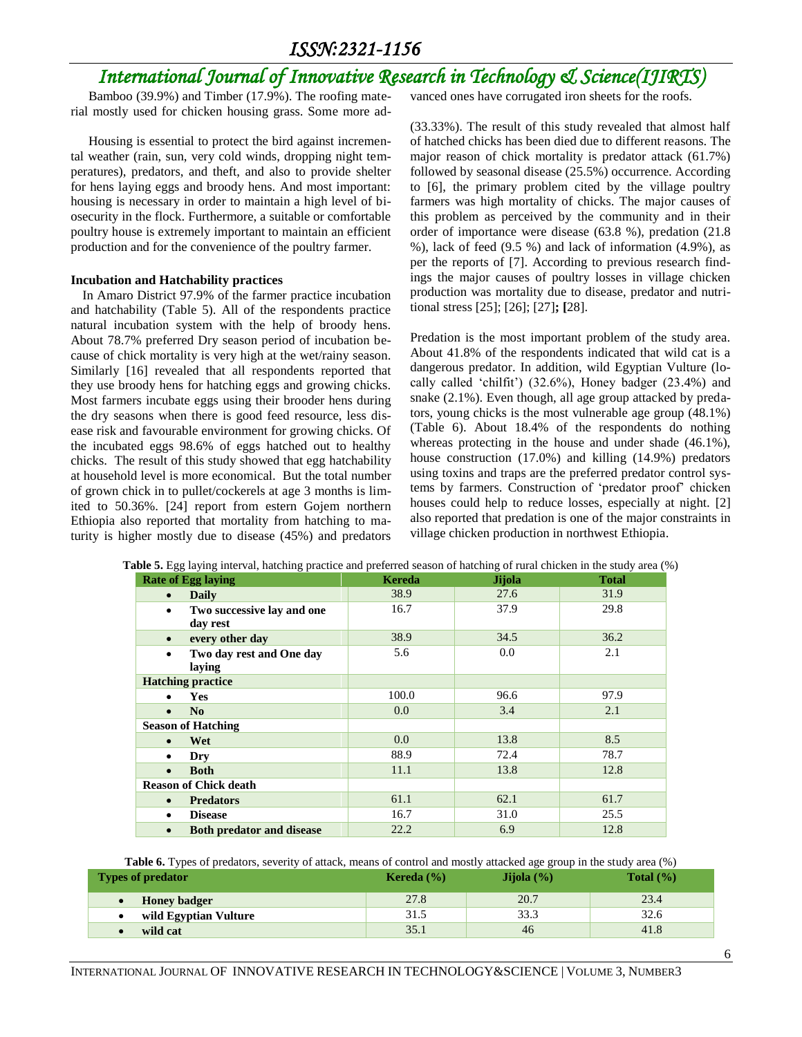Bamboo (39.9%) and Timber (17.9%). The roofing material mostly used for chicken housing grass. Some more advanced ones have corrugated iron sheets for the roofs.

Housing is essential to protect the bird against incremental weather (rain, sun, very cold winds, dropping night temperatures), predators, and theft, and also to provide shelter for hens laying eggs and broody hens. And most important: housing is necessary in order to maintain a high level of biosecurity in the flock. Furthermore, a suitable or comfortable poultry house is extremely important to maintain an efficient production and for the convenience of the poultry farmer.

### Incubation and Hatchability practices

In Amaro District 97.9% of the farmer practice incubation and hatchability (Table 5). All of the respondents practice natural incubation system with the help of broody hens. About 78.7% preferred Dry season period of incubation because of chick mortality is very high at the wet/rainy season. Similarly [16] revealed that all respondents reported that they use broody hens for hatching eggs and growing chicks. Most farmers incubate eggs using their brooder hens during the dry seasons when there is good feed resource, less disease risk and favourable environment for growing chicks. Of the incubated eggs 98.6% of eggs hatched out to healthy chicks. The result of this study showed that egg hatchability at household level is more economical. But the total number of grown chick in to pullet/cockerels at age 3 months is limited to 50.36%. [24] report from estern Gojem northern Ethiopia also reported that mortality from hatching to maturity is higher mostly due to disease (45%) and predators (33.33%). The result of this study revealed that almost half of hatched chicks has been died due to different reasons. The major reason of chick mortality is predator attack (61.7%) followed by seasonal disease (25.5%) occurrence. According to [6], the primary problem cited by the village poultry farmers was high mortality of chicks. The major causes of this problem as perceived by the community and in their order of importance were disease (63.8 %), predation (21.8 %), lack of feed (9.5 %) and lack of information (4.9%), as per the reports of [7]. According to previous research findings the major causes of poultry losses in village chicken production was mortality due to disease, predator and nutritional stress [25]; [26]; [27]; [28].

Predation is the most important problem of the study area. About 41.8% of the respondents indicated that wild cat is a dangerous predator. In addition, wild Egyptian Vulture (locally called 'chilfit') (32.6%), Honey badger (23.4%) and snake (2.1%). Even though, all age group attacked by predators, young chicks is the most vulnerable age group (48.1%) (Table 6). About 18.4% of the respondents do nothing whereas protecting in the house and under shade (46.1%), house construction (17.0%) and killing (14.9%) predators using toxins and traps are the preferred predator control systems by farmers. Construction of 'predator proof' chicken houses could help to reduce losses, especially at night. [2] also reported that predation is one of the major constraints in village chicken production in northwest Ethiopia.

**Table 5.** Egg laying interval, hatching practice and preferred season of hatching of rural chicken in the study area (%)

| Rate of Egg laying | Kereda | Jijola | Total |
|---|---|---|---|
| • Daily | 38.9 | 27.6 | 31.9 |
| • Two successive lay and one day rest | 16.7 | 37.9 | 29.8 |
| • every other day | 38.9 | 34.5 | 36.2 |
| • Two day rest and One day laying | 5.6 | 0.0 | 2.1 |
| **Hatching practice** | | | |
| • Yes | 100.0 | 96.6 | 97.9 |
| • No | 0.0 | 3.4 | 2.1 |
| **Season of Hatching** | | | |
| • Wet | 0.0 | 13.8 | 8.5 |
| • Dry | 88.9 | 72.4 | 78.7 |
| • Both | 11.1 | 13.8 | 12.8 |
| **Reason of Chick death** | | | |
| • Predators | 61.1 | 62.1 | 61.7 |
| • Disease | 16.7 | 31.0 | 25.5 |
| • Both predator and disease | 22.2 | 6.9 | 12.8 |

**Table 6.** Types of predators, severity of attack, means of control and mostly attacked age group in the study area (%)

| Types of predator | Kereda (%) | Jijola (%) | Total (%) |
|---|---|---|---|
| • Honey badger | 27.8 | 20.7 | 23.4 |
| • wild Egyptian Vulture | 31.5 | 33.3 | 32.6 |
| • wild cat | 35.1 | 46 | 41.8 |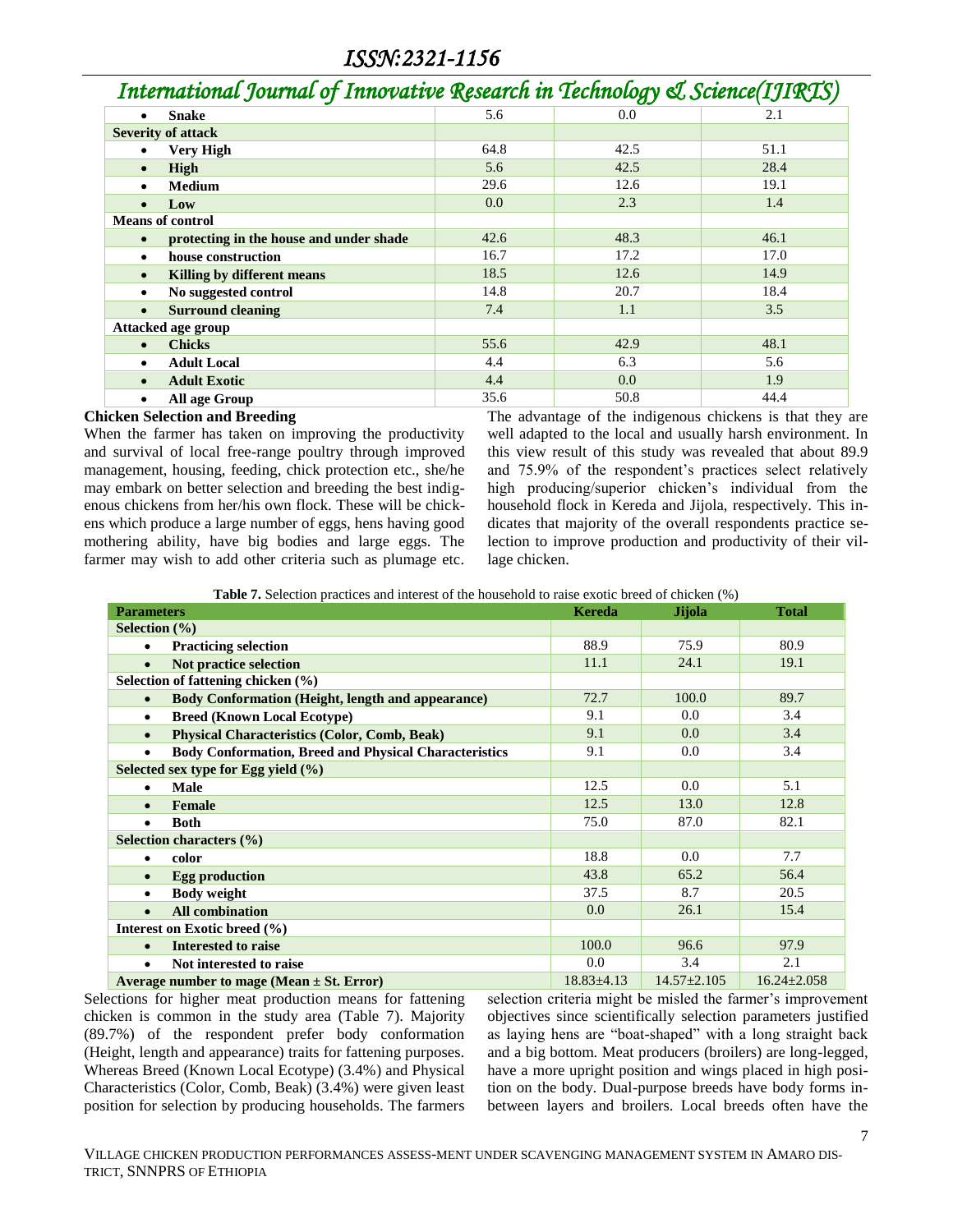| | | | |
|---|---|---|---|
| • **Snake** | 5.6 | 0.0 | 2.1 |
| **Severity of attack** | | | |
| • **Very High** | 64.8 | 42.5 | 51.1 |
| • **High** | 5.6 | 42.5 | 28.4 |
| • **Medium** | 29.6 | 12.6 | 19.1 |
| • **Low** | 0.0 | 2.3 | 1.4 |
| **Means of control** | | | |
| • **protecting in the house and under shade** | 42.6 | 48.3 | 46.1 |
| • **house construction** | 16.7 | 17.2 | 17.0 |
| • **Killing by different means** | 18.5 | 12.6 | 14.9 |
| • **No suggested control** | 14.8 | 20.7 | 18.4 |
| • **Surround cleaning** | 7.4 | 1.1 | 3.5 |
| **Attacked age group** | | | |
| • **Chicks** | 55.6 | 42.9 | 48.1 |
| • **Adult Local** | 4.4 | 6.3 | 5.6 |
| • **Adult Exotic** | 4.4 | 0.0 | 1.9 |
| • **All age Group** | 35.6 | 50.8 | 44.4 |

**Chicken Selection and Breeding**

When the farmer has taken on improving the productivity and survival of local free-range poultry through improved management, housing, feeding, chick protection etc., she/he may embark on better selection and breeding the best indigenous chickens from her/his own flock. These will be chickens which produce a large number of eggs, hens having good mothering ability, have big bodies and large eggs. The farmer may wish to add other criteria such as plumage etc. The advantage of the indigenous chickens is that they are well adapted to the local and usually harsh environment. In this view result of this study was revealed that about 89.9 and 75.9% of the respondent's practices select relatively high producing/superior chicken's individual from the household flock in Kereda and Jijola, respectively. This indicates that majority of the overall respondents practice selection to improve production and productivity of their village chicken.

**Table 7.** Selection practices and interest of the household to raise exotic breed of chicken (%)

| Parameters | Kereda | Jijola | Total |
|---|---|---|---|
| **Selection (%)** | | | |
| • **Practicing selection** | 88.9 | 75.9 | 80.9 |
| • **Not practice selection** | 11.1 | 24.1 | 19.1 |
| **Selection of fattening chicken (%)** | | | |
| • **Body Conformation (Height, length and appearance)** | 72.7 | 100.0 | 89.7 |
| • **Breed (Known Local Ecotype)** | 9.1 | 0.0 | 3.4 |
| • **Physical Characteristics (Color, Comb, Beak)** | 9.1 | 0.0 | 3.4 |
| • **Body Conformation, Breed and Physical Characteristics** | 9.1 | 0.0 | 3.4 |
| **Selected sex type for Egg yield (%)** | | | |
| • **Male** | 12.5 | 0.0 | 5.1 |
| • **Female** | 12.5 | 13.0 | 12.8 |
| • **Both** | 75.0 | 87.0 | 82.1 |
| **Selection characters (%)** | | | |
| • **color** | 18.8 | 0.0 | 7.7 |
| • **Egg production** | 43.8 | 65.2 | 56.4 |
| • **Body weight** | 37.5 | 8.7 | 20.5 |
| • **All combination** | 0.0 | 26.1 | 15.4 |
| **Interest on Exotic breed (%)** | | | |
| • **Interested to raise** | 100.0 | 96.6 | 97.9 |
| • **Not interested to raise** | 0.0 | 3.4 | 2.1 |
| **Average number to mage (Mean ± St. Error)** | 18.83±4.13 | 14.57±2.105 | 16.24±2.058 |

Selections for higher meat production means for fattening chicken is common in the study area (Table 7). Majority (89.7%) of the respondent prefer body conformation (Height, length and appearance) traits for fattening purposes. Whereas Breed (Known Local Ecotype) (3.4%) and Physical Characteristics (Color, Comb, Beak) (3.4%) were given least position for selection by producing households. The farmers selection criteria might be misled the farmer's improvement objectives since scientifically selection parameters justified as laying hens are "boat-shaped" with a long straight back and a big bottom. Meat producers (broilers) are long-legged, have a more upright position and wings placed in high position on the body. Dual-purpose breeds have body forms in-between layers and broilers. Local breeds often have the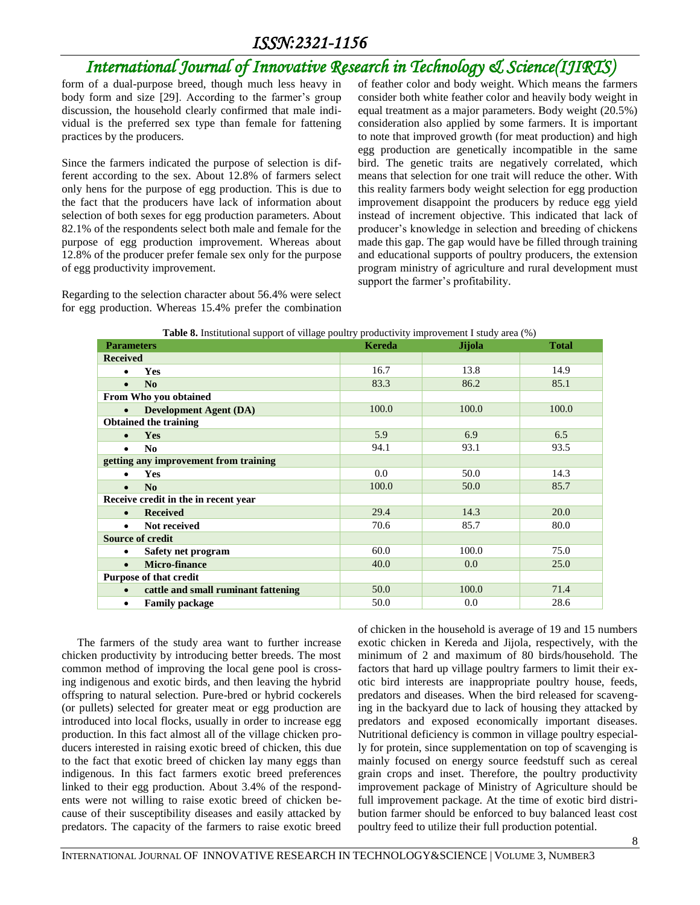form of a dual-purpose breed, though much less heavy in body form and size [29]. According to the farmer's group discussion, the household clearly confirmed that male individual is the preferred sex type than female for fattening practices by the producers.

Since the farmers indicated the purpose of selection is different according to the sex. About 12.8% of farmers select only hens for the purpose of egg production. This is due to the fact that the producers have lack of information about selection of both sexes for egg production parameters. About 82.1% of the respondents select both male and female for the purpose of egg production improvement. Whereas about 12.8% of the producer prefer female sex only for the purpose of egg productivity improvement.

Regarding to the selection character about 56.4% were select for egg production. Whereas 15.4% prefer the combination of feather color and body weight. Which means the farmers consider both white feather color and heavily body weight in equal treatment as a major parameters. Body weight (20.5%) consideration also applied by some farmers. It is important to note that improved growth (for meat production) and high egg production are genetically incompatible in the same bird. The genetic traits are negatively correlated, which means that selection for one trait will reduce the other. With this reality farmers body weight selection for egg production improvement disappoint the producers by reduce egg yield instead of increment objective. This indicated that lack of producer's knowledge in selection and breeding of chickens made this gap. The gap would have be filled through training and educational supports of poultry producers, the extension program ministry of agriculture and rural development must support the farmer's profitability.

**Table 8.** Institutional support of village poultry productivity improvement I study area (%)

| Parameters | Kereda | Jijola | Total |
|---|---|---|---|
| **Received** | | | |
| • **Yes** | 16.7 | 13.8 | 14.9 |
| • **No** | 83.3 | 86.2 | 85.1 |
| **From Who you obtained** | | | |
| • **Development Agent (DA)** | 100.0 | 100.0 | 100.0 |
| **Obtained the training** | | | |
| • **Yes** | 5.9 | 6.9 | 6.5 |
| • **No** | 94.1 | 93.1 | 93.5 |
| **getting any improvement from training** | | | |
| • **Yes** | 0.0 | 50.0 | 14.3 |
| • **No** | 100.0 | 50.0 | 85.7 |
| **Receive credit in the in recent year** | | | |
| • **Received** | 29.4 | 14.3 | 20.0 |
| • **Not received** | 70.6 | 85.7 | 80.0 |
| **Source of credit** | | | |
| • **Safety net program** | 60.0 | 100.0 | 75.0 |
| • **Micro-finance** | 40.0 | 0.0 | 25.0 |
| **Purpose of that credit** | | | |
| • **cattle and small ruminant fattening** | 50.0 | 100.0 | 71.4 |
| • **Family package** | 50.0 | 0.0 | 28.6 |

The farmers of the study area want to further increase chicken productivity by introducing better breeds. The most common method of improving the local gene pool is crossing indigenous and exotic birds, and then leaving the hybrid offspring to natural selection. Pure-bred or hybrid cockerels (or pullets) selected for greater meat or egg production are introduced into local flocks, usually in order to increase egg production. In this fact almost all of the village chicken producers interested in raising exotic breed of chicken, this due to the fact that exotic breed of chicken lay many eggs than indigenous. In this fact farmers exotic breed preferences linked to their egg production. About 3.4% of the respondents were not willing to raise exotic breed of chicken because of their susceptibility diseases and easily attacked by predators. The capacity of the farmers to raise exotic breed of chicken in the household is average of 19 and 15 numbers exotic chicken in Kereda and Jijola, respectively, with the minimum of 2 and maximum of 80 birds/household. The factors that hard up village poultry farmers to limit their exotic bird interests are inappropriate poultry house, feeds, predators and diseases. When the bird released for scavenging in the backyard due to lack of housing they attacked by predators and exposed economically important diseases. Nutritional deficiency is common in village poultry especially for protein, since supplementation on top of scavenging is mainly focused on energy source feedstuff such as cereal grain crops and inset. Therefore, the poultry productivity improvement package of Ministry of Agriculture should be full improvement package. At the time of exotic bird distribution farmer should be enforced to buy balanced least cost poultry feed to utilize their full production potential.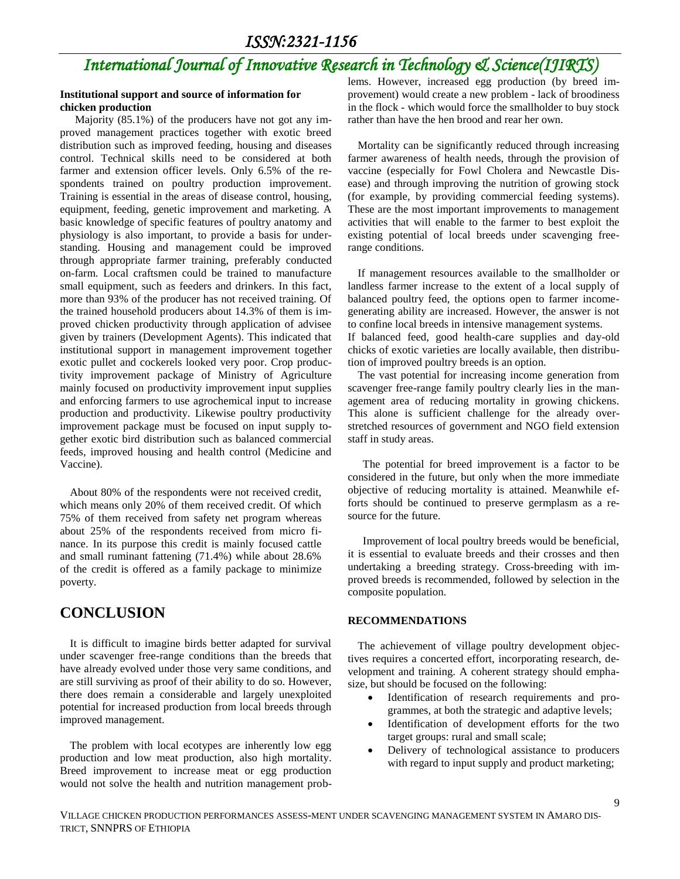**Institutional support and source of information for chicken production**

Majority (85.1%) of the producers have not got any improved management practices together with exotic breed distribution such as improved feeding, housing and diseases control. Technical skills need to be considered at both farmer and extension officer levels. Only 6.5% of the respondents trained on poultry production improvement. Training is essential in the areas of disease control, housing, equipment, feeding, genetic improvement and marketing. A basic knowledge of specific features of poultry anatomy and physiology is also important, to provide a basis for understanding. Housing and management could be improved through appropriate farmer training, preferably conducted on-farm. Local craftsmen could be trained to manufacture small equipment, such as feeders and drinkers. In this fact, more than 93% of the producer has not received training. Of the trained household producers about 14.3% of them is improved chicken productivity through application of advisee given by trainers (Development Agents). This indicated that institutional support in management improvement together exotic pullet and cockerels looked very poor. Crop productivity improvement package of Ministry of Agriculture mainly focused on productivity improvement input supplies and enforcing farmers to use agrochemical input to increase production and productivity. Likewise poultry productivity improvement package must be focused on input supply together exotic bird distribution such as balanced commercial feeds, improved housing and health control (Medicine and Vaccine).

About 80% of the respondents were not received credit, which means only 20% of them received credit. Of which 75% of them received from safety net program whereas about 25% of the respondents received from micro finance. In its purpose this credit is mainly focused cattle and small ruminant fattening (71.4%) while about 28.6% of the credit is offered as a family package to minimize poverty.

## CONCLUSION

It is difficult to imagine birds better adapted for survival under scavenger free-range conditions than the breeds that have already evolved under those very same conditions, and are still surviving as proof of their ability to do so. However, there does remain a considerable and largely unexploited potential for increased production from local breeds through improved management.

The problem with local ecotypes are inherently low egg production and low meat production, also high mortality. Breed improvement to increase meat or egg production would not solve the health and nutrition management problems. However, increased egg production (by breed improvement) would create a new problem - lack of broodiness in the flock - which would force the smallholder to buy stock rather than have the hen brood and rear her own.

Mortality can be significantly reduced through increasing farmer awareness of health needs, through the provision of vaccine (especially for Fowl Cholera and Newcastle Disease) and through improving the nutrition of growing stock (for example, by providing commercial feeding systems). These are the most important improvements to management activities that will enable to the farmer to best exploit the existing potential of local breeds under scavenging free-range conditions.

If management resources available to the smallholder or landless farmer increase to the extent of a local supply of balanced poultry feed, the options open to farmer income-generating ability are increased. However, the answer is not to confine local breeds in intensive management systems. If balanced feed, good health-care supplies and day-old chicks of exotic varieties are locally available, then distribution of improved poultry breeds is an option.

The vast potential for increasing income generation from scavenger free-range family poultry clearly lies in the management area of reducing mortality in growing chickens. This alone is sufficient challenge for the already overstretched resources of government and NGO field extension staff in study areas.

The potential for breed improvement is a factor to be considered in the future, but only when the more immediate objective of reducing mortality is attained. Meanwhile efforts should be continued to preserve germplasm as a resource for the future.

Improvement of local poultry breeds would be beneficial, it is essential to evaluate breeds and their crosses and then undertaking a breeding strategy. Cross-breeding with improved breeds is recommended, followed by selection in the composite population.

**RECOMMENDATIONS**

The achievement of village poultry development objectives requires a concerted effort, incorporating research, development and training. A coherent strategy should emphasize, but should be focused on the following:

- Identification of research requirements and programmes, at both the strategic and adaptive levels;
- Identification of development efforts for the two target groups: rural and small scale;
- Delivery of technological assistance to producers with regard to input supply and product marketing;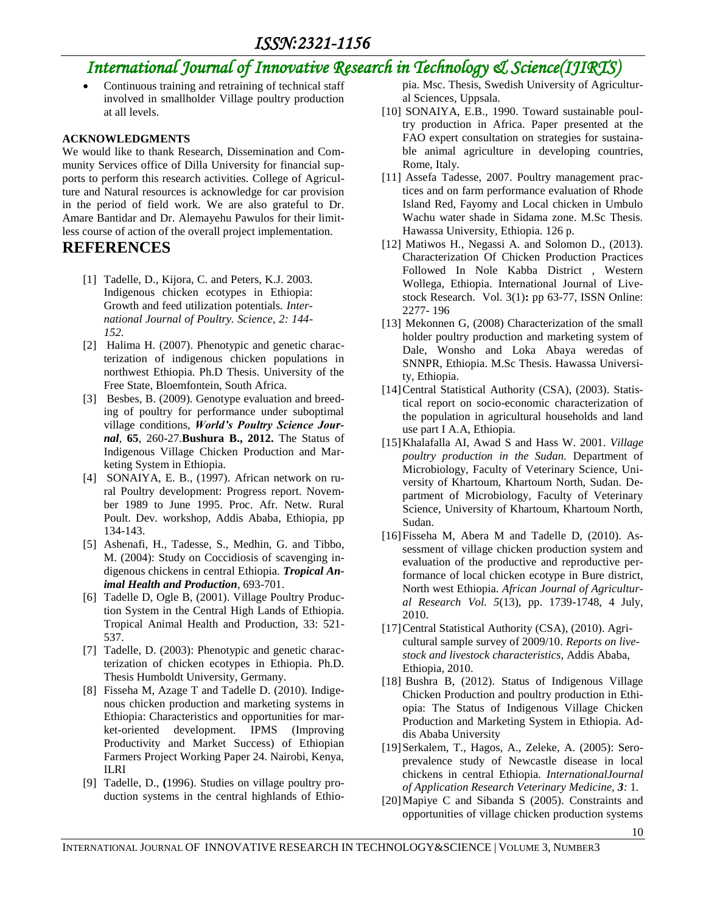- Continuous training and retraining of technical staff involved in smallholder Village poultry production at all levels.

**ACKNOWLEDGMENTS**

We would like to thank Research, Dissemination and Community Services office of Dilla University for financial supports to perform this research activities. College of Agriculture and Natural resources is acknowledge for car provision in the period of field work. We are also grateful to Dr. Amare Bantidar and Dr. Alemayehu Pawulos for their limitless course of action of the overall project implementation.

# REFERENCES

[1] Tadelle, D., Kijora, C. and Peters, K.J. 2003. Indigenous chicken ecotypes in Ethiopia: Growth and feed utilization potentials. *International Journal of Poultry. Science, 2: 144-152.*

[2] Halima H. (2007). Phenotypic and genetic characterization of indigenous chicken populations in northwest Ethiopia. Ph.D Thesis. University of the Free State, Bloemfontein, South Africa.

[3] Besbes, B. (2009). Genotype evaluation and breeding of poultry for performance under suboptimal village conditions, ***World's Poultry Science Journal***, **65**, 260-27.**Bushura B., 2012.** The Status of Indigenous Village Chicken Production and Marketing System in Ethiopia.

[4] SONAIYA, E. B., (1997). African network on rural Poultry development: Progress report. November 1989 to June 1995. Proc. Afr. Netw. Rural Poult. Dev. workshop, Addis Ababa, Ethiopia, pp 134-143.

[5] Ashenafi, H., Tadesse, S., Medhin, G. and Tibbo, M. (2004): Study on Coccidiosis of scavenging indigenous chickens in central Ethiopia. ***Tropical Animal Health and Production***, 693-701.

[6] Tadelle D, Ogle B, (2001). Village Poultry Production System in the Central High Lands of Ethiopia. Tropical Animal Health and Production, 33: 521-537.

[7] Tadelle, D. (2003): Phenotypic and genetic characterization of chicken ecotypes in Ethiopia. Ph.D. Thesis Humboldt University, Germany.

[8] Fisseha M, Azage T and Tadelle D. (2010). Indigenous chicken production and marketing systems in Ethiopia: Characteristics and opportunities for market-oriented development. IPMS (Improving Productivity and Market Success) of Ethiopian Farmers Project Working Paper 24. Nairobi, Kenya, ILRI

[9] Tadelle, D., **(**1996). Studies on village poultry production systems in the central highlands of Ethiopia. Msc. Thesis, Swedish University of Agricultural Sciences, Uppsala.

[10] SONAIYA, E.B., 1990. Toward sustainable poultry production in Africa. Paper presented at the FAO expert consultation on strategies for sustainable animal agriculture in developing countries, Rome, Italy.

[11] Assefa Tadesse, 2007. Poultry management practices and on farm performance evaluation of Rhode Island Red, Fayomy and Local chicken in Umbulo Wachu water shade in Sidama zone. M.Sc Thesis. Hawassa University, Ethiopia. 126 p.

[12] Matiwos H., Negassi A. and Solomon D., (2013). Characterization Of Chicken Production Practices Followed In Nole Kabba District , Western Wollega, Ethiopia. International Journal of Livestock Research. Vol. 3(1)**:** pp 63-77, ISSN Online: 2277- 196

[13] Mekonnen G, (2008) Characterization of the small holder poultry production and marketing system of Dale, Wonsho and Loka Abaya weredas of SNNPR, Ethiopia. M.Sc Thesis. Hawassa University, Ethiopia.

[14] Central Statistical Authority (CSA), (2003). Statistical report on socio-economic characterization of the population in agricultural households and land use part I A.A, Ethiopia.

[15] Khalafalla AI, Awad S and Hass W. 2001. *Village poultry production in the Sudan.* Department of Microbiology, Faculty of Veterinary Science, University of Khartoum, Khartoum North, Sudan. Department of Microbiology, Faculty of Veterinary Science, University of Khartoum, Khartoum North, Sudan.

[16] Fisseha M, Abera M and Tadelle D, (2010). Assessment of village chicken production system and evaluation of the productive and reproductive performance of local chicken ecotype in Bure district, North west Ethiopia. *African Journal of Agricultural Research Vol. 5*(13), pp. 1739-1748, 4 July, 2010.

[17] Central Statistical Authority (CSA), (2010). Agricultural sample survey of 2009/10. *Reports on livestock and livestock characteristics,* Addis Ababa, Ethiopia, 2010.

[18] Bushra B, (2012). Status of Indigenous Village Chicken Production and poultry production in Ethiopia: The Status of Indigenous Village Chicken Production and Marketing System in Ethiopia. Addis Ababa University

[19] Serkalem, T., Hagos, A., Zeleke, A. (2005): Seroprevalence study of Newcastle disease in local chickens in central Ethiopia. *InternationalJournal of Application Research Veterinary Medicine, **3**:* 1.

[20] Mapiye C and Sibanda S (2005). Constraints and opportunities of village chicken production systems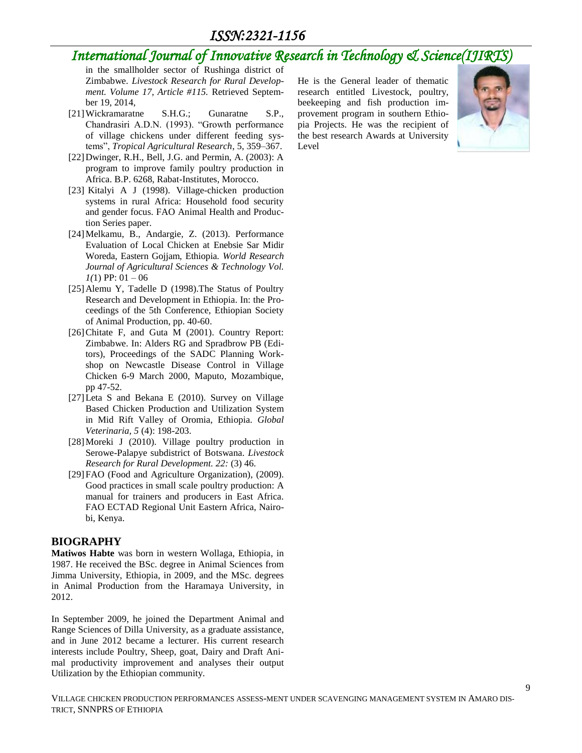in the smallholder sector of Rushinga district of Zimbabwe. *Livestock Research for Rural Development. Volume 17, Article #115.* Retrieved September 19, 2014,

[21] Wickramaratne S.H.G.; Gunaratne S.P., Chandrasiri A.D.N. (1993). "Growth performance of village chickens under different feeding systems", *Tropical Agricultural Research*, 5, 359–367.

[22] Dwinger, R.H., Bell, J.G. and Permin, A. (2003): A program to improve family poultry production in Africa. B.P. 6268, Rabat-Institutes, Morocco.

[23] Kitalyi A J (1998). Village-chicken production systems in rural Africa: Household food security and gender focus. FAO Animal Health and Production Series paper.

[24] Melkamu, B., Andargie, Z. (2013). Performance Evaluation of Local Chicken at Enebsie Sar Midir Woreda, Eastern Gojjam, Ethiopia. *World Research Journal of Agricultural Sciences & Technology Vol. 1(*1) PP: 01 – 06

[25] Alemu Y, Tadelle D (1998).The Status of Poultry Research and Development in Ethiopia. In: the Proceedings of the 5th Conference, Ethiopian Society of Animal Production, pp. 40-60.

[26] Chitate F, and Guta M (2001). Country Report: Zimbabwe. In: Alders RG and Spradbrow PB (Editors), Proceedings of the SADC Planning Workshop on Newcastle Disease Control in Village Chicken 6-9 March 2000, Maputo, Mozambique, pp 47-52.

[27] Leta S and Bekana E (2010). Survey on Village Based Chicken Production and Utilization System in Mid Rift Valley of Oromia, Ethiopia. *Global Veterinaria, 5* (4): 198-203.

[28] Moreki J (2010). Village poultry production in Serowe-Palapye subdistrict of Botswana. *Livestock Research for Rural Development. 22:* (3) 46.

[29] FAO (Food and Agriculture Organization), (2009). Good practices in small scale poultry production: A manual for trainers and producers in East Africa. FAO ECTAD Regional Unit Eastern Africa, Nairobi, Kenya.

## BIOGRAPHY

**Matiwos Habte** was born in western Wollaga, Ethiopia, in 1987. He received the BSc. degree in Animal Sciences from Jimma University, Ethiopia, in 2009, and the MSc. degrees in Animal Production from the Haramaya University, in 2012.

In September 2009, he joined the Department Animal and Range Sciences of Dilla University, as a graduate assistance, and in June 2012 became a lecturer. His current research interests include Poultry, Sheep, goat, Dairy and Draft Animal productivity improvement and analyses their output Utilization by the Ethiopian community.

He is the General leader of thematic research entitled Livestock, poultry, beekeeping and fish production improvement program in southern Ethiopia Projects. He was the recipient of the best research Awards at University Level